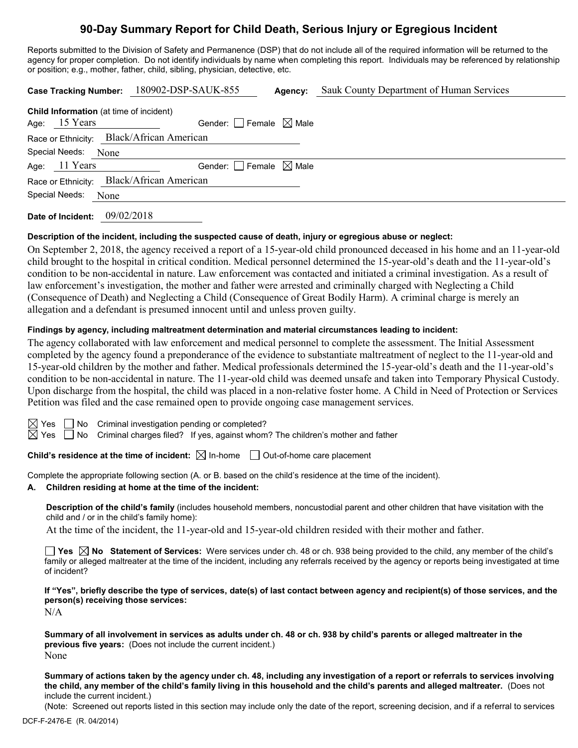# 90-Day Summary Report for Child Death, Serious Injury or Egregious Incident

Reports submitted to the Division of Safety and Permanence (DSP) that do not include all of the required information will be returned to the agency for proper completion. Do not identify individuals by name when completing this report. Individuals may be referenced by relationship or position; e.g., mother, father, child, sibling, physician, detective, etc.

**Case Tracking Number:** 180902-DSP-SAUK-855 **Agency:** Sauk County Department of Human Services

**Child Information** (at time of incident)

Age: 15 Years Gender: ☐ Female ☒ Male

Race or Ethnicity: Black/African American

Special Needs: None

Age: 11 Years Gender: ☐ Female ☒ Male

Race or Ethnicity: Black/African American

Special Needs: None

**Date of Incident:** 09/02/2018

**Description of the incident, including the suspected cause of death, injury or egregious abuse or neglect:**

On September 2, 2018, the agency received a report of a 15-year-old child pronounced deceased in his home and an 11-year-old child brought to the hospital in critical condition. Medical personnel determined the 15-year-old's death and the 11-year-old's condition to be non-accidental in nature. Law enforcement was contacted and initiated a criminal investigation. As a result of law enforcement's investigation, the mother and father were arrested and criminally charged with Neglecting a Child (Consequence of Death) and Neglecting a Child (Consequence of Great Bodily Harm). A criminal charge is merely an allegation and a defendant is presumed innocent until and unless proven guilty.

**Findings by agency, including maltreatment determination and material circumstances leading to incident:**

The agency collaborated with law enforcement and medical personnel to complete the assessment. The Initial Assessment completed by the agency found a preponderance of the evidence to substantiate maltreatment of neglect to the 11-year-old and 15-year-old children by the mother and father. Medical professionals determined the 15-year-old's death and the 11-year-old's condition to be non-accidental in nature. The 11-year-old child was deemed unsafe and taken into Temporary Physical Custody. Upon discharge from the hospital, the child was placed in a non-relative foster home. A Child in Need of Protection or Services Petition was filed and the case remained open to provide ongoing case management services.

☒ Yes ☐ No Criminal investigation pending or completed?

☒ Yes ☐ No Criminal charges filed? If yes, against whom? The children's mother and father

**Child's residence at the time of incident:** ☒ In-home ☐ Out-of-home care placement

Complete the appropriate following section (A. or B. based on the child's residence at the time of the incident).

**A. Children residing at home at the time of the incident:**

**Description of the child's family** (includes household members, noncustodial parent and other children that have visitation with the child and / or in the child's family home):

At the time of the incident, the 11-year-old and 15-year-old children resided with their mother and father.

☐ **Yes** ☒ **No** **Statement of Services:** Were services under ch. 48 or ch. 938 being provided to the child, any member of the child's family or alleged maltreater at the time of the incident, including any referrals received by the agency or reports being investigated at time of incident?

**If "Yes", briefly describe the type of services, date(s) of last contact between agency and recipient(s) of those services, and the person(s) receiving those services:**

N/A

**Summary of all involvement in services as adults under ch. 48 or ch. 938 by child's parents or alleged maltreater in the previous five years:** (Does not include the current incident.)

None

**Summary of actions taken by the agency under ch. 48, including any investigation of a report or referrals to services involving the child, any member of the child's family living in this household and the child's parents and alleged maltreater.** (Does not include the current incident.)

(Note: Screened out reports listed in this section may include only the date of the report, screening decision, and if a referral to services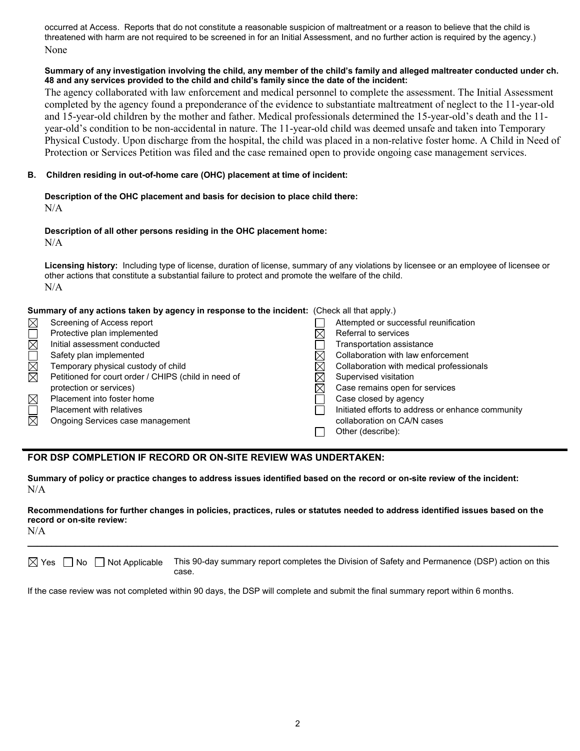occurred at Access. Reports that do not constitute a reasonable suspicion of maltreatment or a reason to believe that the child is threatened with harm are not required to be screened in for an Initial Assessment, and no further action is required by the agency.)

None

**Summary of any investigation involving the child, any member of the child's family and alleged maltreater conducted under ch. 48 and any services provided to the child and child's family since the date of the incident:**

The agency collaborated with law enforcement and medical personnel to complete the assessment. The Initial Assessment completed by the agency found a preponderance of the evidence to substantiate maltreatment of neglect to the 11-year-old and 15-year-old children by the mother and father. Medical professionals determined the 15-year-old's death and the 11-year-old's condition to be non-accidental in nature. The 11-year-old child was deemed unsafe and taken into Temporary Physical Custody. Upon discharge from the hospital, the child was placed in a non-relative foster home. A Child in Need of Protection or Services Petition was filed and the case remained open to provide ongoing case management services.

**B. Children residing in out-of-home care (OHC) placement at time of incident:**

**Description of the OHC placement and basis for decision to place child there:**

N/A

**Description of all other persons residing in the OHC placement home:**

N/A

**Licensing history:** Including type of license, duration of license, summary of any violations by licensee or an employee of licensee or other actions that constitute a substantial failure to protect and promote the welfare of the child.

N/A

**Summary of any actions taken by agency in response to the incident:** (Check all that apply.)

- ☒ Screening of Access report
- ☐ Protective plan implemented
- ☒ Initial assessment conducted
- ☐ Safety plan implemented
- ☒ Temporary physical custody of child
- ☒ Petitioned for court order / CHIPS (child in need of protection or services)
- ☒ Placement into foster home
- ☐ Placement with relatives
- ☒ Ongoing Services case management
- ☐ Attempted or successful reunification
- ☒ Referral to services
- ☐ Transportation assistance
- ☒ Collaboration with law enforcement
- ☒ Collaboration with medical professionals
- ☒ Supervised visitation
- ☒ Case remains open for services
- ☐ Case closed by agency
- ☐ Initiated efforts to address or enhance community collaboration on CA/N cases
- ☐ Other (describe):

## FOR DSP COMPLETION IF RECORD OR ON-SITE REVIEW WAS UNDERTAKEN:

**Summary of policy or practice changes to address issues identified based on the record or on-site review of the incident:**

N/A

**Recommendations for further changes in policies, practices, rules or statutes needed to address identified issues based on the record or on-site review:**

N/A

---

☒ Yes ☐ No ☐ Not Applicable This 90-day summary report completes the Division of Safety and Permanence (DSP) action on this case.

If the case review was not completed within 90 days, the DSP will complete and submit the final summary report within 6 months.